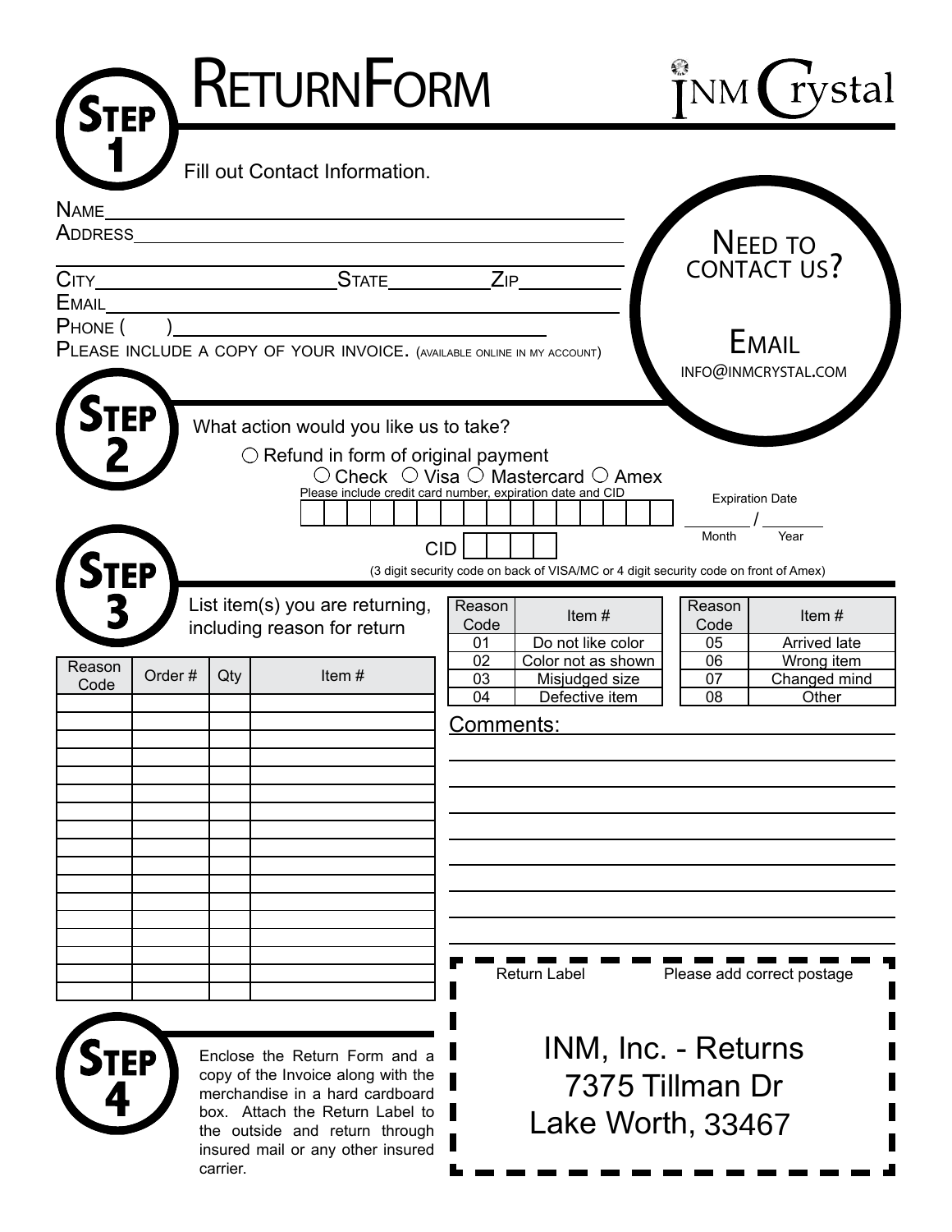# RETURN FORM

INM Crystal

## STEP 1

Fill out Contact Information.

NAME ____________________________________________

ADDRESS ____________________________________________

____________________________________________

CITY ______________________ STATE __________ ZIP __________

EMAIL ____________________________________________

PHONE (      ) ______________________________

PLEASE INCLUDE A COPY OF YOUR INVOICE. (AVAILABLE ONLINE IN MY ACCOUNT)

**NEED TO CONTACT US?**

**EMAIL**

INFO@INMCRYSTAL.COM

## STEP 2

What action would you like us to take?

○ Refund in form of original payment

○ Check ○ Visa ○ Mastercard ○ Amex

Please include credit card number, expiration date and CID

| | | | | | | | | | | | | | | | |
|---|---|---|---|---|---|---|---|---|---|---|---|---|---|---|---|
| | | | | | | | | | | | | | | | |

Expiration Date

_______ / _______

Month Year

CID | | | | |

(3 digit security code on back of VISA/MC or 4 digit security code on front of Amex)

## STEP 3

List item(s) you are returning, including reason for return

| Reason Code | Item # |
|---|---|
| 01 | Do not like color |
| 02 | Color not as shown |
| 03 | Misjudged size |
| 04 | Defective item |

| Reason Code | Item # |
|---|---|
| 05 | Arrived late |
| 06 | Wrong item |
| 07 | Changed mind |
| 08 | Other |

| Reason Code | Order # | Qty | Item # |
|---|---|---|---|
| | | | |
| | | | |
| | | | |
| | | | |
| | | | |
| | | | |
| | | | |
| | | | |
| | | | |
| | | | |
| | | | |
| | | | |
| | | | |
| | | | |
| | | | |
| | | | |
| | | | |

Comments:

____________________________________________

____________________________________________

____________________________________________

____________________________________________

____________________________________________

____________________________________________

____________________________________________

____________________________________________

## STEP 4

Enclose the Return Form and a copy of the Invoice along with the merchandise in a hard cardboard box. Attach the Return Label to the outside and return through insured mail or any other insured carrier.

Return Label | Please add correct postage

INM, Inc. - Returns

7375 Tillman Dr

Lake Worth, 33467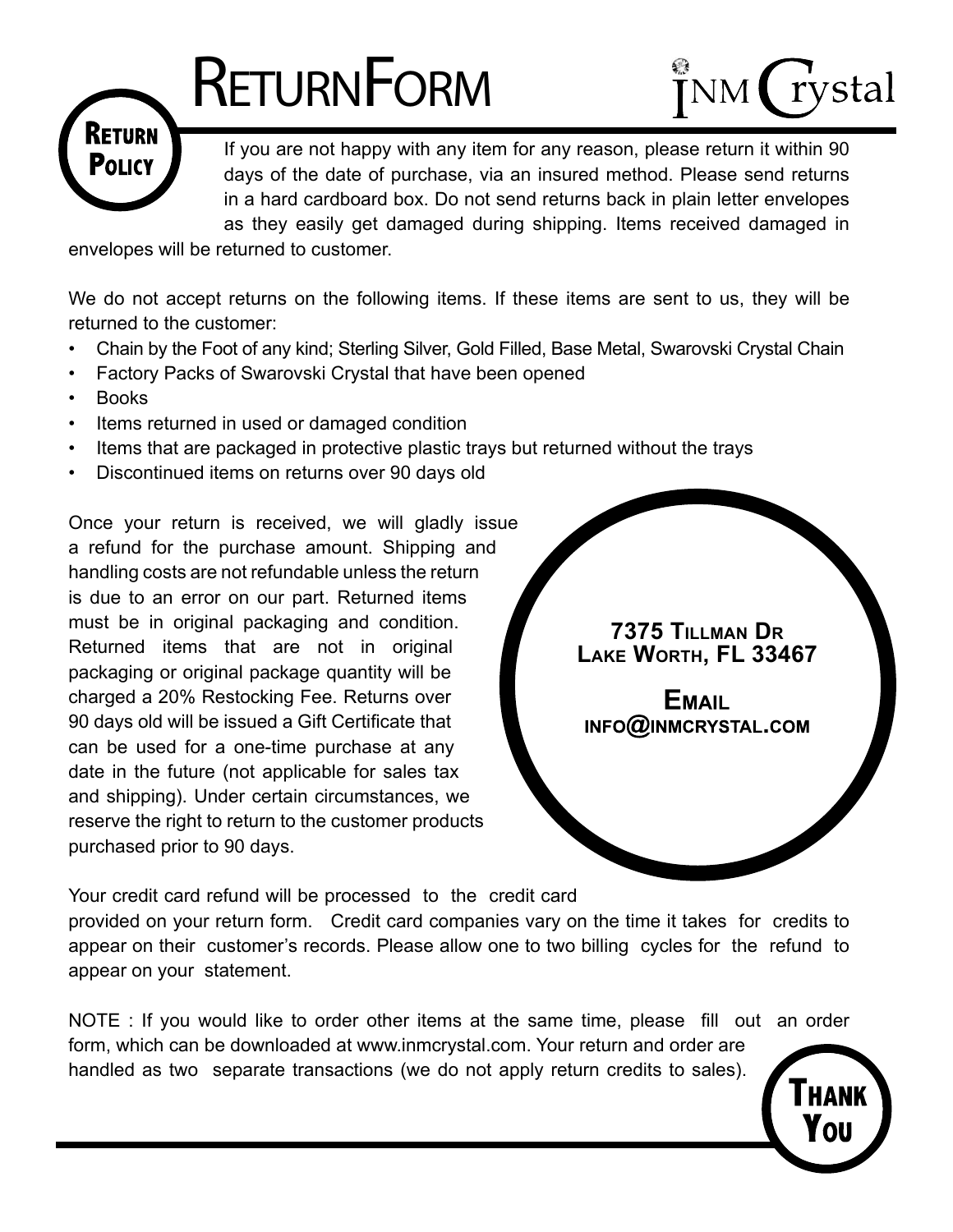# ReturnForm

INM Crystal

**Return Policy**

If you are not happy with any item for any reason, please return it within 90 days of the date of purchase, via an insured method. Please send returns in a hard cardboard box. Do not send returns back in plain letter envelopes as they easily get damaged during shipping. Items received damaged in envelopes will be returned to customer.

We do not accept returns on the following items. If these items are sent to us, they will be returned to the customer:

- Chain by the Foot of any kind; Sterling Silver, Gold Filled, Base Metal, Swarovski Crystal Chain
- Factory Packs of Swarovski Crystal that have been opened
- Books
- Items returned in used or damaged condition
- Items that are packaged in protective plastic trays but returned without the trays
- Discontinued items on returns over 90 days old

Once your return is received, we will gladly issue a refund for the purchase amount. Shipping and handling costs are not refundable unless the return is due to an error on our part. Returned items must be in original packaging and condition. Returned items that are not in original packaging or original package quantity will be charged a 20% Restocking Fee. Returns over 90 days old will be issued a Gift Certificate that can be used for a one-time purchase at any date in the future (not applicable for sales tax and shipping). Under certain circumstances, we reserve the right to return to the customer products purchased prior to 90 days.

**7375 Tillman Dr**
**Lake Worth, FL 33467**

**Email**
**info@inmcrystal.com**

Your credit card refund will be processed to the credit card provided on your return form. Credit card companies vary on the time it takes for credits to appear on their customer's records. Please allow one to two billing cycles for the refund to appear on your statement.

NOTE : If you would like to order other items at the same time, please fill out an order form, which can be downloaded at www.inmcrystal.com. Your return and order are handled as two separate transactions (we do not apply return credits to sales).

**Thank You**